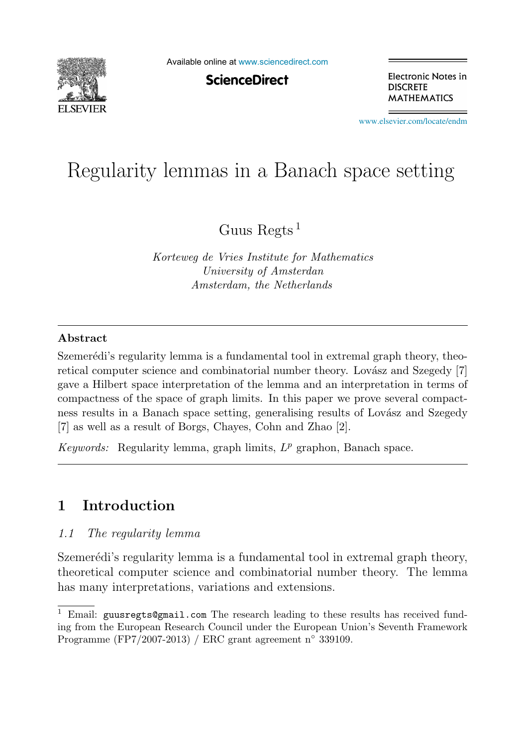# Regularity lemmas in a Banach space setting

Guus Regts [1]

*Korteweg de Vries Institute for Mathematics*
*University of Amsterdan*
*Amsterdam, the Netherlands*

---

### Abstract

Szemerédi's regularity lemma is a fundamental tool in extremal graph theory, theoretical computer science and combinatorial number theory. Lovász and Szegedy [7] gave a Hilbert space interpretation of the lemma and an interpretation in terms of compactness of the space of graph limits. In this paper we prove several compactness results in a Banach space setting, generalising results of Lovász and Szegedy [7] as well as a result of Borgs, Chayes, Cohn and Zhao [2].

*Keywords:* Regularity lemma, graph limits, $L^p$ graphon, Banach space.

---

## 1 Introduction

### 1.1 The regularity lemma

Szemerédi's regularity lemma is a fundamental tool in extremal graph theory, theoretical computer science and combinatorial number theory. The lemma has many interpretations, variations and extensions.

---

[1] Email: guusregts@gmail.com The research leading to these results has received funding from the European Research Council under the European Union's Seventh Framework Programme (FP7/2007-2013) / ERC grant agreement n° 339109.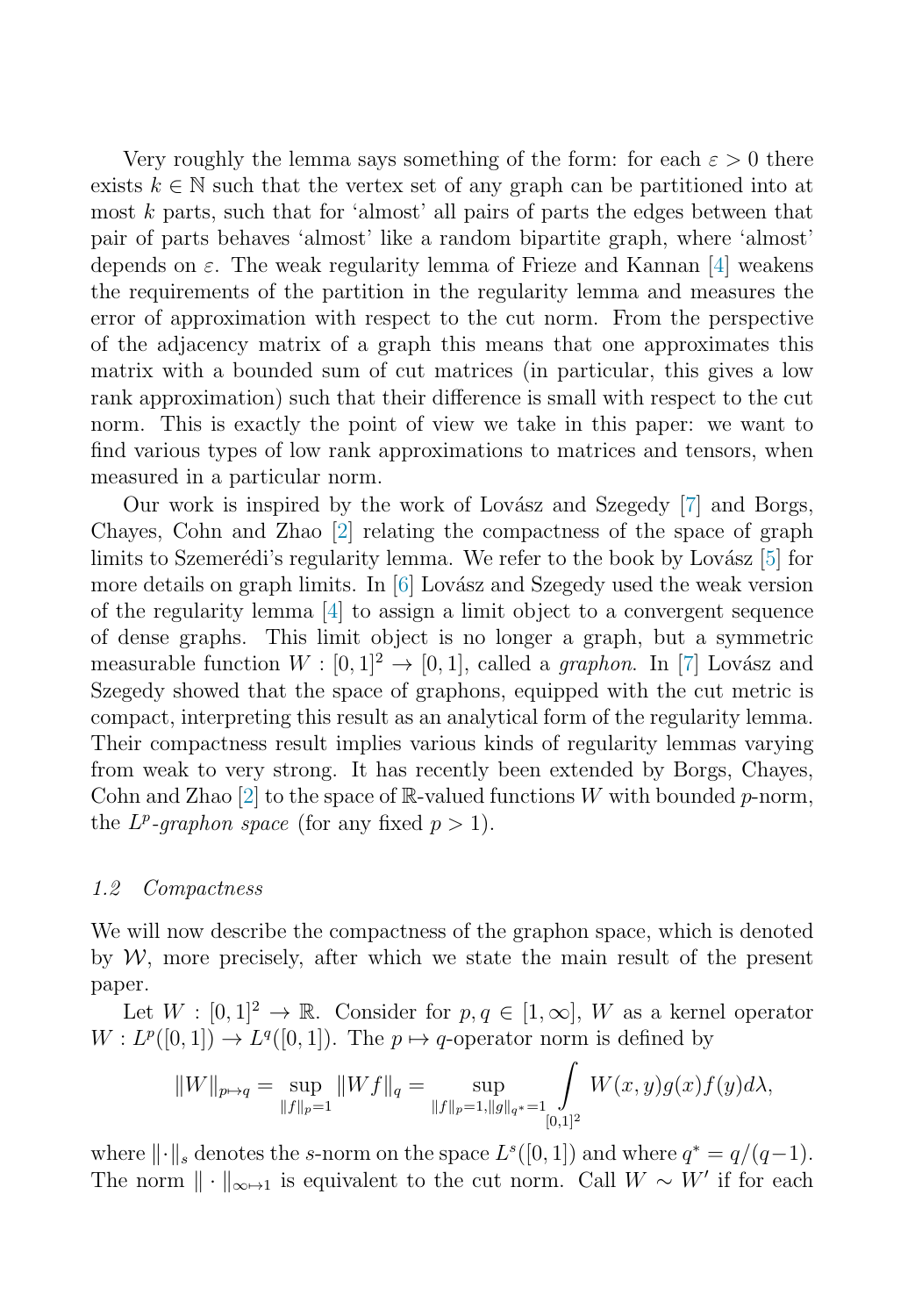Very roughly the lemma says something of the form: for each $\varepsilon > 0$ there exists $k \in \mathbb{N}$ such that the vertex set of any graph can be partitioned into at most $k$ parts, such that for 'almost' all pairs of parts the edges between that pair of parts behaves 'almost' like a random bipartite graph, where 'almost' depends on $\varepsilon$. The weak regularity lemma of Frieze and Kannan [4] weakens the requirements of the partition in the regularity lemma and measures the error of approximation with respect to the cut norm. From the perspective of the adjacency matrix of a graph this means that one approximates this matrix with a bounded sum of cut matrices (in particular, this gives a low rank approximation) such that their difference is small with respect to the cut norm. This is exactly the point of view we take in this paper: we want to find various types of low rank approximations to matrices and tensors, when measured in a particular norm.

Our work is inspired by the work of Lovász and Szegedy [7] and Borgs, Chayes, Cohn and Zhao [2] relating the compactness of the space of graph limits to Szemerédi's regularity lemma. We refer to the book by Lovász [5] for more details on graph limits. In [6] Lovász and Szegedy used the weak version of the regularity lemma [4] to assign a limit object to a convergent sequence of dense graphs. This limit object is no longer a graph, but a symmetric measurable function $W : [0,1]^2 \to [0,1]$, called a *graphon*. In [7] Lovász and Szegedy showed that the space of graphons, equipped with the cut metric is compact, interpreting this result as an analytical form of the regularity lemma. Their compactness result implies various kinds of regularity lemmas varying from weak to very strong. It has recently been extended by Borgs, Chayes, Cohn and Zhao [2] to the space of $\mathbb{R}$-valued functions $W$ with bounded $p$-norm, the *$L^p$-graphon space* (for any fixed $p > 1$).

### *1.2 Compactness*

We will now describe the compactness of the graphon space, which is denoted by $\mathcal{W}$, more precisely, after which we state the main result of the present paper.

Let $W : [0,1]^2 \to \mathbb{R}$. Consider for $p, q \in [1, \infty]$, $W$ as a kernel operator $W : L^p([0,1]) \to L^q([0,1])$. The $p \mapsto q$-operator norm is defined by

$$\|W\|_{p \mapsto q} = \sup_{\|f\|_p = 1} \|Wf\|_q = \sup_{\|f\|_p = 1, \|g\|_{q^*} = 1} \int_{[0,1]^2} W(x,y) g(x) f(y) d\lambda,$$

where $\|\cdot\|_s$ denotes the $s$-norm on the space $L^s([0,1])$ and where $q^* = q/(q-1)$. The norm $\|\cdot\|_{\infty \mapsto 1}$ is equivalent to the cut norm. Call $W \sim W'$ if for each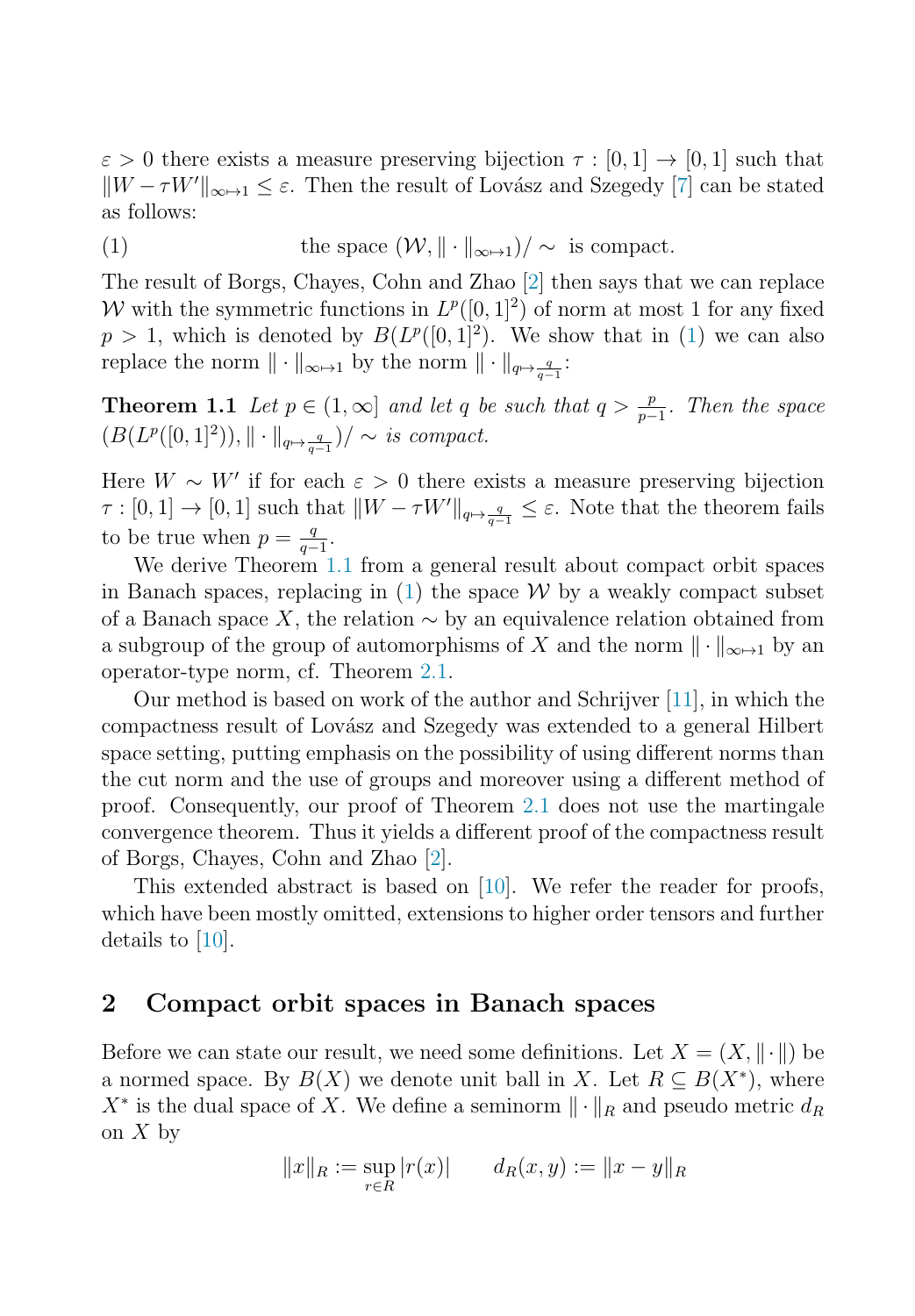$\varepsilon > 0$ there exists a measure preserving bijection $\tau : [0,1] \to [0,1]$ such that $\|W - \tau W'\|_{\infty \mapsto 1} \leq \varepsilon$. Then the result of Lovász and Szegedy [7] can be stated as follows:

$$\text{(1)} \qquad \text{the space } (\mathcal{W}, \|\cdot\|_{\infty\mapsto 1})/\sim \text{ is compact.}$$

The result of Borgs, Chayes, Cohn and Zhao [2] then says that we can replace $\mathcal{W}$ with the symmetric functions in $L^p([0,1]^2)$ of norm at most 1 for any fixed $p > 1$, which is denoted by $B(L^p([0,1]^2))$. We show that in (1) we can also replace the norm $\|\cdot\|_{\infty\mapsto 1}$ by the norm $\|\cdot\|_{q \mapsto \frac{q}{q-1}}$:

**Theorem 1.1** *Let $p \in (1, \infty]$ and let $q$ be such that $q > \frac{p}{p-1}$. Then the space $(B(L^p([0,1]^2)), \|\cdot\|_{q\mapsto \frac{q}{q-1}})/\sim$ is compact.*

Here $W \sim W'$ if for each $\varepsilon > 0$ there exists a measure preserving bijection $\tau : [0,1] \to [0,1]$ such that $\|W - \tau W'\|_{q\mapsto\frac{q}{q-1}} \leq \varepsilon$. Note that the theorem fails to be true when $p = \frac{q}{q-1}$.

We derive Theorem 1.1 from a general result about compact orbit spaces in Banach spaces, replacing in (1) the space $\mathcal{W}$ by a weakly compact subset of a Banach space $X$, the relation $\sim$ by an equivalence relation obtained from a subgroup of the group of automorphisms of $X$ and the norm $\|\cdot\|_{\infty\mapsto 1}$ by an operator-type norm, cf. Theorem 2.1.

Our method is based on work of the author and Schrijver [11], in which the compactness result of Lovász and Szegedy was extended to a general Hilbert space setting, putting emphasis on the possibility of using different norms than the cut norm and the use of groups and moreover using a different method of proof. Consequently, our proof of Theorem 2.1 does not use the martingale convergence theorem. Thus it yields a different proof of the compactness result of Borgs, Chayes, Cohn and Zhao [2].

This extended abstract is based on [10]. We refer the reader for proofs, which have been mostly omitted, extensions to higher order tensors and further details to [10].

## 2 Compact orbit spaces in Banach spaces

Before we can state our result, we need some definitions. Let $X = (X, \|\cdot\|)$ be a normed space. By $B(X)$ we denote unit ball in $X$. Let $R \subseteq B(X^*)$, where $X^*$ is the dual space of $X$. We define a seminorm $\|\cdot\|_R$ and pseudo metric $d_R$ on $X$ by

$$\|x\|_R := \sup_{r\in R} |r(x)| \qquad d_R(x,y) := \|x - y\|_R$$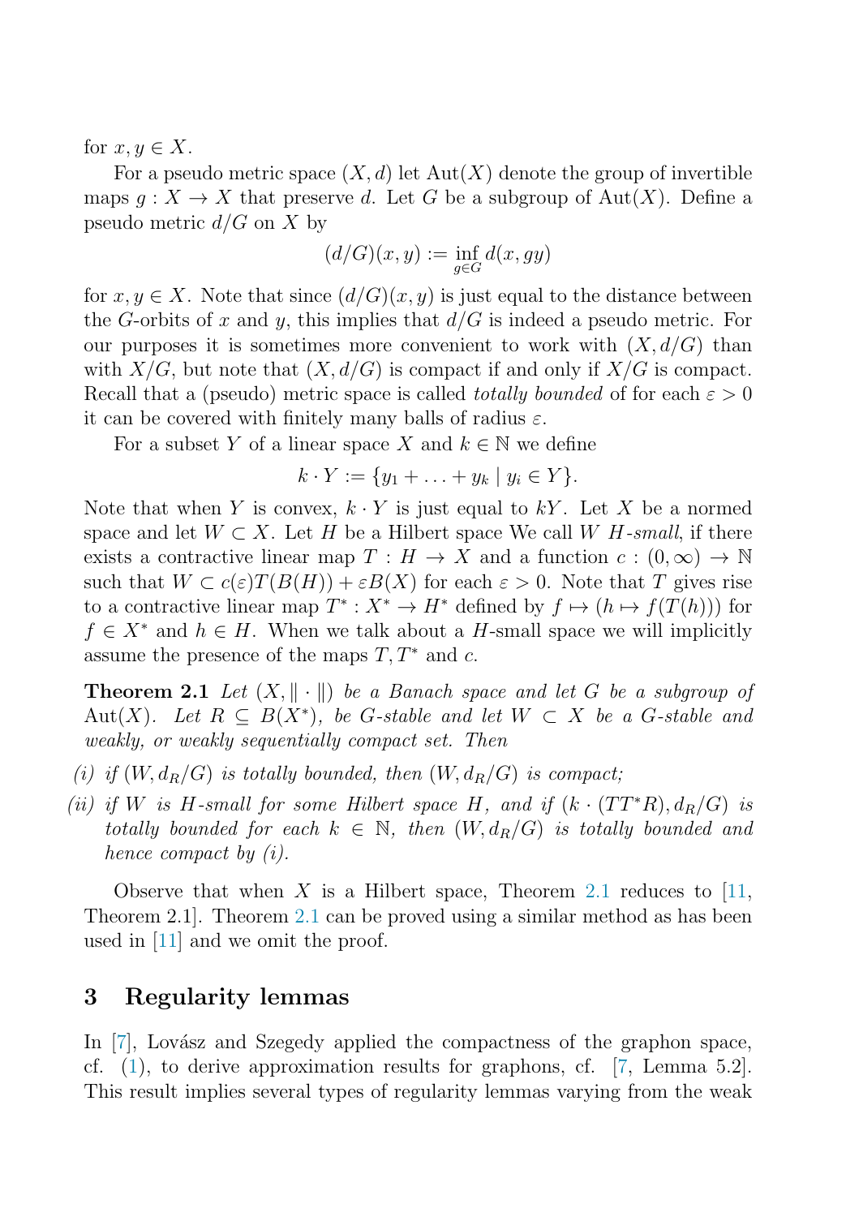for $x, y \in X$.

For a pseudo metric space $(X, d)$ let $\mathrm{Aut}(X)$ denote the group of invertible maps $g : X \to X$ that preserve $d$. Let $G$ be a subgroup of $\mathrm{Aut}(X)$. Define a pseudo metric $d/G$ on $X$ by

$$(d/G)(x, y) := \inf_{g \in G} d(x, gy)$$

for $x, y \in X$. Note that since $(d/G)(x, y)$ is just equal to the distance between the $G$-orbits of $x$ and $y$, this implies that $d/G$ is indeed a pseudo metric. For our purposes it is sometimes more convenient to work with $(X, d/G)$ than with $X/G$, but note that $(X, d/G)$ is compact if and only if $X/G$ is compact. Recall that a (pseudo) metric space is called *totally bounded* of for each $\varepsilon > 0$ it can be covered with finitely many balls of radius $\varepsilon$.

For a subset $Y$ of a linear space $X$ and $k \in \mathbb{N}$ we define

$$k \cdot Y := \{y_1 + \ldots + y_k \mid y_i \in Y\}.$$

Note that when $Y$ is convex, $k \cdot Y$ is just equal to $kY$. Let $X$ be a normed space and let $W \subset X$. Let $H$ be a Hilbert space We call $W$ *$H$-small*, if there exists a contractive linear map $T : H \to X$ and a function $c : (0, \infty) \to \mathbb{N}$ such that $W \subset c(\varepsilon)T(B(H)) + \varepsilon B(X)$ for each $\varepsilon > 0$. Note that $T$ gives rise to a contractive linear map $T^* : X^* \to H^*$ defined by $f \mapsto (h \mapsto f(T(h)))$ for $f \in X^*$ and $h \in H$. When we talk about a $H$-small space we will implicitly assume the presence of the maps $T, T^*$ and $c$.

**Theorem 2.1** *Let $(X, \|\cdot\|)$ be a Banach space and let $G$ be a subgroup of $\mathrm{Aut}(X)$. Let $R \subseteq B(X^*)$, be $G$-stable and let $W \subset X$ be a $G$-stable and weakly, or weakly sequentially compact set. Then*

*(i) if $(W, d_R/G)$ is totally bounded, then $(W, d_R/G)$ is compact;*

*(ii) if $W$ is $H$-small for some Hilbert space $H$, and if $(k \cdot (TT^*R), d_R/G)$ is totally bounded for each $k \in \mathbb{N}$, then $(W, d_R/G)$ is totally bounded and hence compact by (i).*

Observe that when $X$ is a Hilbert space, Theorem 2.1 reduces to [11, Theorem 2.1]. Theorem 2.1 can be proved using a similar method as has been used in [11] and we omit the proof.

## 3 Regularity lemmas

In [7], Lovász and Szegedy applied the compactness of the graphon space, cf. (1), to derive approximation results for graphons, cf. [7, Lemma 5.2]. This result implies several types of regularity lemmas varying from the weak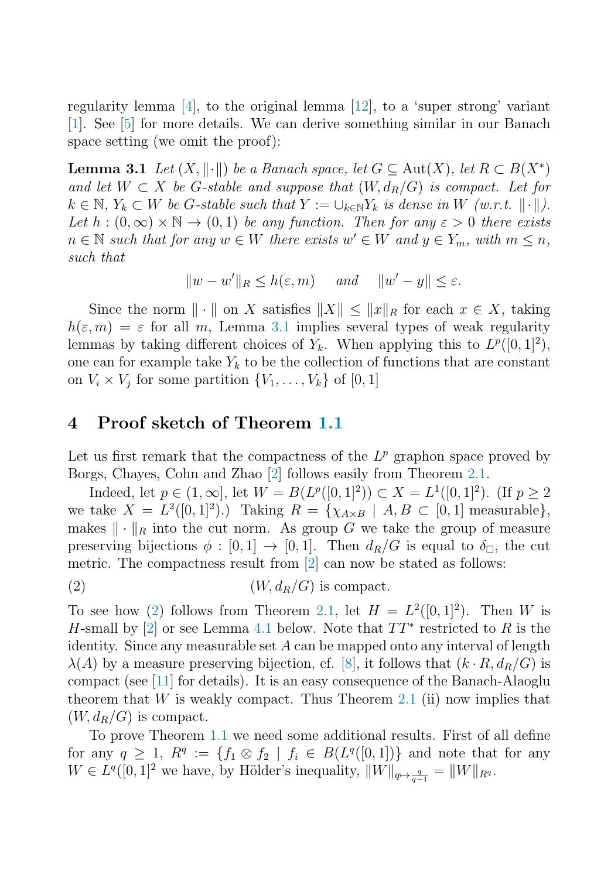regularity lemma [4], to the original lemma [12], to a 'super strong' variant [1]. See [5] for more details. We can derive something similar in our Banach space setting (we omit the proof):

**Lemma 3.1** *Let $(X, \|\cdot\|)$ be a Banach space, let $G \subseteq \mathrm{Aut}(X)$, let $R \subset B(X^*)$ and let $W \subset X$ be $G$-stable and suppose that $(W, d_R/G)$ is compact. Let for $k \in \mathbb{N}$, $Y_k \subset W$ be $G$-stable such that $Y := \cup_{k\in\mathbb{N}} Y_k$ is dense in $W$ (w.r.t. $\|\cdot\|$). Let $h : (0, \infty) \times \mathbb{N} \to (0, 1)$ be any function. Then for any $\varepsilon > 0$ there exists $n \in \mathbb{N}$ such that for any $w \in W$ there exists $w' \in W$ and $y \in Y_m$, with $m \leq n$, such that*

$$\|w - w'\|_R \leq h(\varepsilon, m) \quad \text{ and } \quad \|w' - y\| \leq \varepsilon.$$

Since the norm $\|\cdot\|$ on $X$ satisfies $\|X\| \leq \|x\|_R$ for each $x \in X$, taking $h(\varepsilon, m) = \varepsilon$ for all $m$, Lemma 3.1 implies several types of weak regularity lemmas by taking different choices of $Y_k$. When applying this to $L^p([0, 1]^2)$, one can for example take $Y_k$ to be the collection of functions that are constant on $V_i \times V_j$ for some partition $\{V_1, \ldots, V_k\}$ of $[0, 1]$

## 4 Proof sketch of Theorem 1.1

Let us first remark that the compactness of the $L^p$ graphon space proved by Borgs, Chayes, Cohn and Zhao [2] follows easily from Theorem 2.1.

Indeed, let $p \in (1, \infty]$, let $W = B(L^p([0, 1]^2)) \subset X = L^1([0, 1]^2)$. (If $p \geq 2$ we take $X = L^2([0, 1]^2)$.) Taking $R = \{\chi_{A\times B} \mid A, B \subset [0, 1] \text{ measurable}\}$, makes $\|\cdot\|_R$ into the cut norm. As group $G$ we take the group of measure preserving bijections $\phi : [0, 1] \to [0, 1]$. Then $d_R/G$ is equal to $\delta_\square$, the cut metric. The compactness result from [2] can now be stated as follows:

$$(W, d_R/G) \text{ is compact.} \tag{2}$$

To see how (2) follows from Theorem 2.1, let $H = L^2([0, 1]^2)$. Then $W$ is $H$-small by [2] or see Lemma 4.1 below. Note that $TT^*$ restricted to $R$ is the identity. Since any measurable set $A$ can be mapped onto any interval of length $\lambda(A)$ by a measure preserving bijection, cf. [8], it follows that $(k \cdot R, d_R/G)$ is compact (see [11] for details). It is an easy consequence of the Banach-Alaoglu theorem that $W$ is weakly compact. Thus Theorem 2.1 (ii) now implies that $(W, d_R/G)$ is compact.

To prove Theorem 1.1 we need some additional results. First of all define for any $q \geq 1$, $R^q := \{f_1 \otimes f_2 \mid f_i \in B(L^q([0, 1])\}$ and note that for any $W \in L^q([0, 1]^2$ we have, by Hölder's inequality, $\|W\|_{q\mapsto\frac{q}{q-1}} = \|W\|_{R^q}$.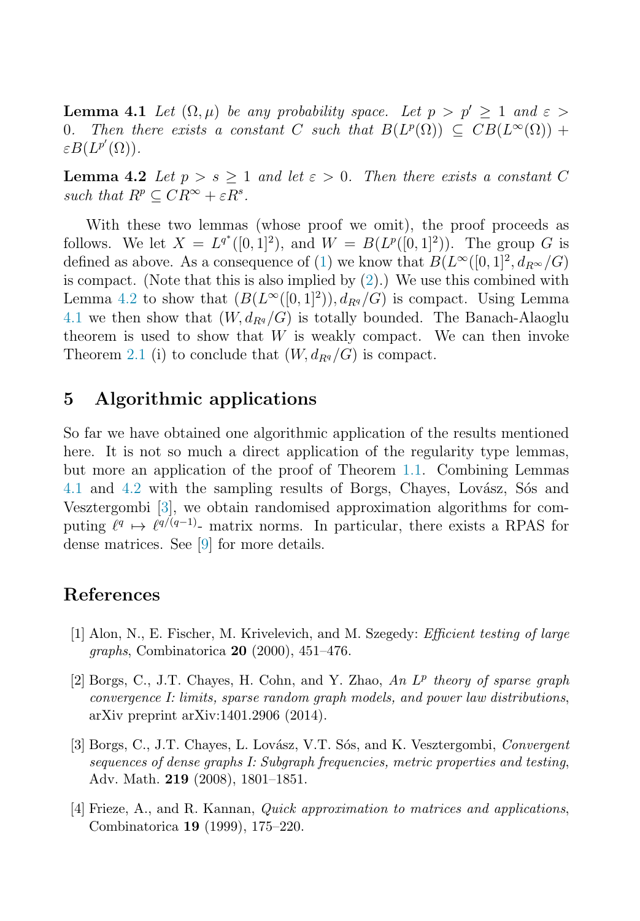**Lemma 4.1** *Let $(\Omega, \mu)$ be any probability space. Let $p > p' \geq 1$ and $\varepsilon > 0$. Then there exists a constant $C$ such that $B(L^p(\Omega)) \subseteq CB(L^\infty(\Omega)) + \varepsilon B(L^{p'}(\Omega))$.*

**Lemma 4.2** *Let $p > s \geq 1$ and let $\varepsilon > 0$. Then there exists a constant $C$ such that $R^p \subseteq CR^\infty + \varepsilon R^s$.*

With these two lemmas (whose proof we omit), the proof proceeds as follows. We let $X = L^{q^*}([0,1]^2)$, and $W = B(L^p([0,1]^2))$. The group $G$ is defined as above. As a consequence of (1) we know that $B(L^\infty([0,1]^2, d_{R^\infty}/G)$ is compact. (Note that this is also implied by (2).) We use this combined with Lemma 4.2 to show that $(B(L^\infty([0,1]^2)), d_{R^q}/G)$ is compact. Using Lemma 4.1 we then show that $(W, d_{R^q}/G)$ is totally bounded. The Banach-Alaoglu theorem is used to show that $W$ is weakly compact. We can then invoke Theorem 2.1 (i) to conclude that $(W, d_{R^q}/G)$ is compact.

## 5 Algorithmic applications

So far we have obtained one algorithmic application of the results mentioned here. It is not so much a direct application of the regularity type lemmas, but more an application of the proof of Theorem 1.1. Combining Lemmas 4.1 and 4.2 with the sampling results of Borgs, Chayes, Lovász, Sós and Vesztergombi [3], we obtain randomised approximation algorithms for computing $\ell^q \mapsto \ell^{q/(q-1)}$- matrix norms. In particular, there exists a RPAS for dense matrices. See [9] for more details.

## References

[1] Alon, N., E. Fischer, M. Krivelevich, and M. Szegedy: *Efficient testing of large graphs*, Combinatorica **20** (2000), 451–476.

[2] Borgs, C., J.T. Chayes, H. Cohn, and Y. Zhao, *An $L^p$ theory of sparse graph convergence I: limits, sparse random graph models, and power law distributions*, arXiv preprint arXiv:1401.2906 (2014).

[3] Borgs, C., J.T. Chayes, L. Lovász, V.T. Sós, and K. Vesztergombi, *Convergent sequences of dense graphs I: Subgraph frequencies, metric properties and testing*, Adv. Math. **219** (2008), 1801–1851.

[4] Frieze, A., and R. Kannan, *Quick approximation to matrices and applications*, Combinatorica **19** (1999), 175–220.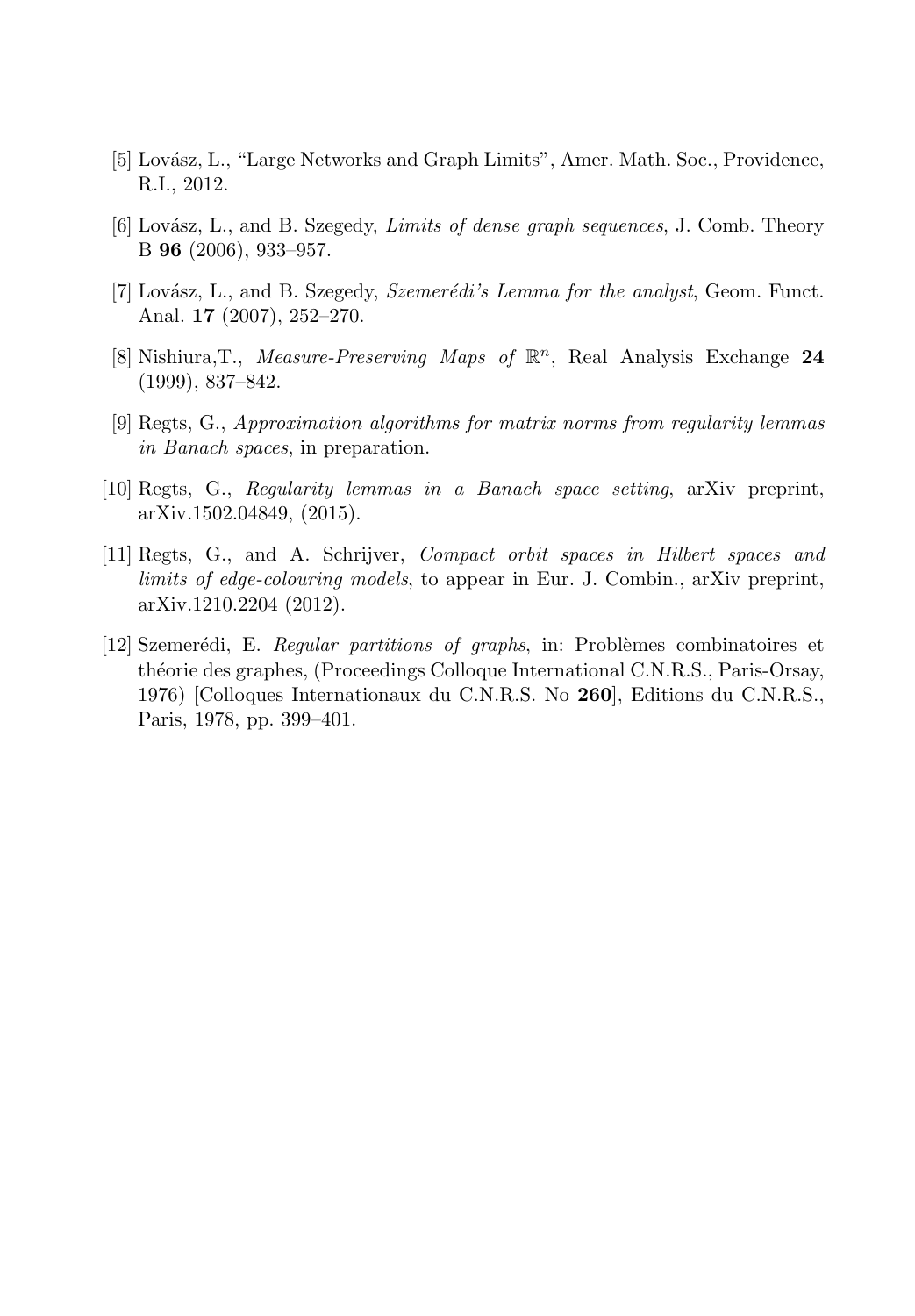[5] Lovász, L., “Large Networks and Graph Limits”, Amer. Math. Soc., Providence, R.I., 2012.

[6] Lovász, L., and B. Szegedy, *Limits of dense graph sequences*, J. Comb. Theory B **96** (2006), 933–957.

[7] Lovász, L., and B. Szegedy, *Szemerédi's Lemma for the analyst*, Geom. Funct. Anal. **17** (2007), 252–270.

[8] Nishiura,T., *Measure-Preserving Maps of* $\mathbb{R}^n$, Real Analysis Exchange **24** (1999), 837–842.

[9] Regts, G., *Approximation algorithms for matrix norms from regularity lemmas in Banach spaces*, in preparation.

[10] Regts, G., *Regularity lemmas in a Banach space setting*, arXiv preprint, arXiv.1502.04849, (2015).

[11] Regts, G., and A. Schrijver, *Compact orbit spaces in Hilbert spaces and limits of edge-colouring models*, to appear in Eur. J. Combin., arXiv preprint, arXiv.1210.2204 (2012).

[12] Szemerédi, E. *Regular partitions of graphs*, in: Problèmes combinatoires et théorie des graphes, (Proceedings Colloque International C.N.R.S., Paris-Orsay, 1976) [Colloques Internationaux du C.N.R.S. No **260**], Editions du C.N.R.S., Paris, 1978, pp. 399–401.